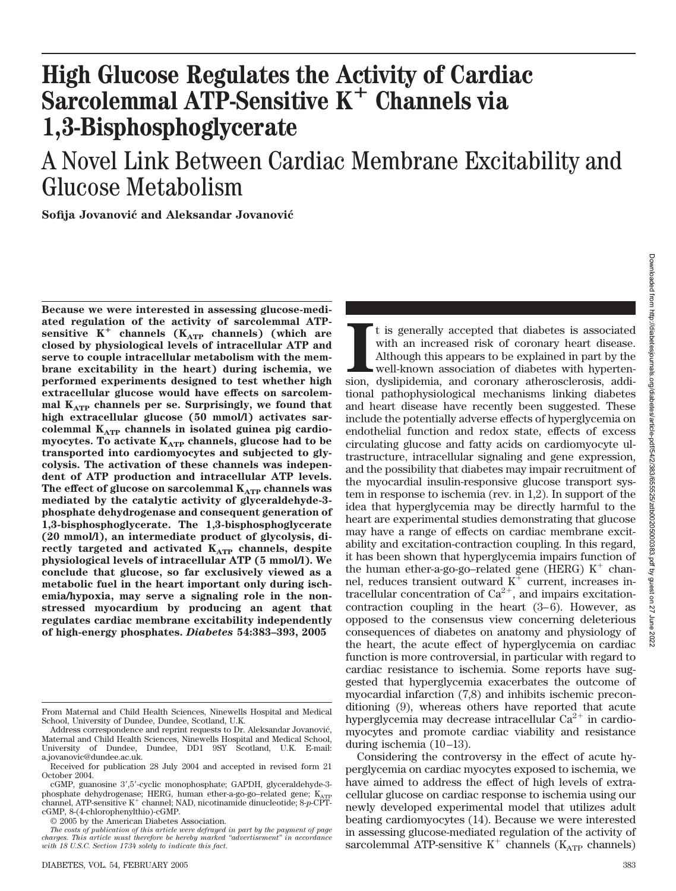# High Glucose Regulates the Activity of Cardiac Sarcolemmal ATP-Sensitive $K^+$ Channels via 1,3-Bisphosphoglycerate

## A Novel Link Between Cardiac Membrane Excitability and Glucose Metabolism

**Sofija Jovanović and Aleksandar Jovanović**

**Because we were interested in assessing glucose-mediated regulation of the activity of sarcolemmal ATP-sensitive $K^+$ channels ($K_{ATP}$ channels) (which are closed by physiological levels of intracellular ATP and serve to couple intracellular metabolism with the membrane excitability in the heart) during ischemia, we performed experiments designed to test whether high extracellular glucose would have effects on sarcolemmal $K_{ATP}$ channels per se. Surprisingly, we found that high extracellular glucose (50 mmol/l) activates sarcolemmal $K_{ATP}$ channels in isolated guinea pig cardiomyocytes. To activate $K_{ATP}$ channels, glucose had to be transported into cardiomyocytes and subjected to glycolysis. The activation of these channels was independent of ATP production and intracellular ATP levels. The effect of glucose on sarcolemmal $K_{ATP}$ channels was mediated by the catalytic activity of glyceraldehyde-3-phosphate dehydrogenase and consequent generation of 1,3-bisphosphoglycerate. The 1,3-bisphosphoglycerate (20 mmol/l), an intermediate product of glycolysis, directly targeted and activated $K_{ATP}$ channels, despite physiological levels of intracellular ATP (5 mmol/l). We conclude that glucose, so far exclusively viewed as a metabolic fuel in the heart important only during ischemia/hypoxia, may serve a signaling role in the nonstressed myocardium by producing an agent that regulates cardiac membrane excitability independently of high-energy phosphates.** ***Diabetes*** **54:383–393, 2005**

It is generally accepted that diabetes is associated with an increased risk of coronary heart disease. Although this appears to be explained in part by the well-known association of diabetes with hypertension, dyslipidemia, and coronary atherosclerosis, additional pathophysiological mechanisms linking diabetes and heart disease have recently been suggested. These include the potentially adverse effects of hyperglycemia on endothelial function and redox state, effects of excess circulating glucose and fatty acids on cardiomyocyte ultrastructure, intracellular signaling and gene expression, and the possibility that diabetes may impair recruitment of the myocardial insulin-responsive glucose transport system in response to ischemia (rev. in 1,2). In support of the idea that hyperglycemia may be directly harmful to the heart are experimental studies demonstrating that glucose may have a range of effects on cardiac membrane excitability and excitation-contraction coupling. In this regard, it has been shown that hyperglycemia impairs function of the human ether-a-go-go–related gene (HERG) $K^+$ channel, reduces transient outward $K^+$ current, increases intracellular concentration of $Ca^{2+}$, and impairs excitation-contraction coupling in the heart (3–6). However, as opposed to the consensus view concerning deleterious consequences of diabetes on anatomy and physiology of the heart, the acute effect of hyperglycemia on cardiac function is more controversial, in particular with regard to cardiac resistance to ischemia. Some reports have suggested that hyperglycemia exacerbates the outcome of myocardial infarction (7,8) and inhibits ischemic preconditioning (9), whereas others have reported that acute hyperglycemia may decrease intracellular $Ca^{2+}$ in cardiomyocytes and promote cardiac viability and resistance during ischemia (10–13).

Considering the controversy in the effect of acute hyperglycemia on cardiac myocytes exposed to ischemia, we have aimed to address the effect of high levels of extracellular glucose on cardiac response to ischemia using our newly developed experimental model that utilizes adult beating cardiomyocytes (14). Because we were interested in assessing glucose-mediated regulation of the activity of sarcolemmal ATP-sensitive $K^+$ channels ($K_{ATP}$ channels)

---

From Maternal and Child Health Sciences, Ninewells Hospital and Medical School, University of Dundee, Dundee, Scotland, U.K.

Address correspondence and reprint requests to Dr. Aleksandar Jovanović, Maternal and Child Health Sciences, Ninewells Hospital and Medical School, University of Dundee, Dundee, DD1 9SY Scotland, U.K. E-mail: a.jovanovic@dundee.ac.uk.

Received for publication 28 July 2004 and accepted in revised form 21 October 2004.

cGMP, guanosine 3′,5′-cyclic monophosphate; GAPDH, glyceraldehyde-3-phosphate dehydrogenase; HERG, human ether-a-go-go–related gene; $K_{ATP}$ channel, ATP-sensitive $K^+$ channel; NAD, nicotinamide dinucleotide; 8-*p*-CPT-cGMP, 8-(4-chlorophenylthio)-cGMP.

© 2005 by the American Diabetes Association.

*The costs of publication of this article were defrayed in part by the payment of page charges. This article must therefore be hereby marked "advertisement" in accordance with 18 U.S.C. Section 1734 solely to indicate this fact.*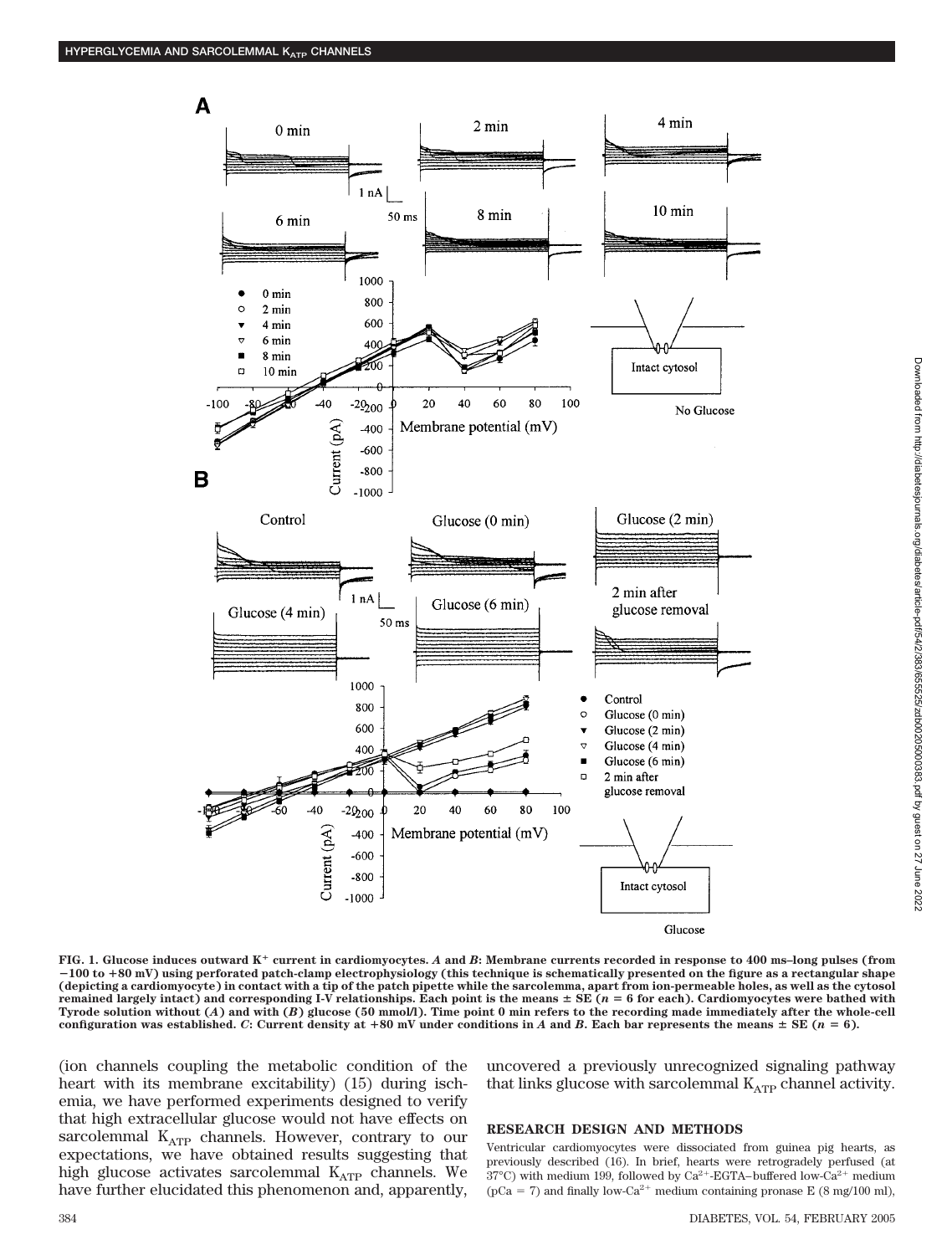**FIG. 1. Glucose induces outward $K^+$ current in cardiomyocytes.** ***A*** **and** ***B*****: Membrane currents recorded in response to 400 ms–long pulses (from −100 to +80 mV) using perforated patch-clamp electrophysiology (this technique is schematically presented on the figure as a rectangular shape (depicting a cardiomyocyte) in contact with a tip of the patch pipette while the sarcolemma, apart from ion-permeable holes, as well as the cytosol remained largely intact) and corresponding I-V relationships. Each point is the means ± SE (*n* = 6 for each). Cardiomyocytes were bathed with Tyrode solution without (*A*) and with (*B*) glucose (50 mmol/l). Time point 0 min refers to the recording made immediately after the whole-cell configuration was established.** ***C*****: Current density at +80 mV under conditions in *A* and *B*. Each bar represents the means ± SE (*n* = 6).**

(ion channels coupling the metabolic condition of the heart with its membrane excitability) (15) during ischemia, we have performed experiments designed to verify that high extracellular glucose would not have effects on sarcolemmal $K_{ATP}$ channels. However, contrary to our expectations, we have obtained results suggesting that high glucose activates sarcolemmal $K_{ATP}$ channels. We have further elucidated this phenomenon and, apparently, uncovered a previously unrecognized signaling pathway that links glucose with sarcolemmal $K_{ATP}$ channel activity.

## RESEARCH DESIGN AND METHODS

Ventricular cardiomyocytes were dissociated from guinea pig hearts, as previously described (16). In brief, hearts were retrogradely perfused (at 37°C) with medium 199, followed by $Ca^{2+}$-EGTA–buffered low-$Ca^{2+}$ medium (pCa = 7) and finally low-$Ca^{2+}$ medium containing pronase E (8 mg/100 ml),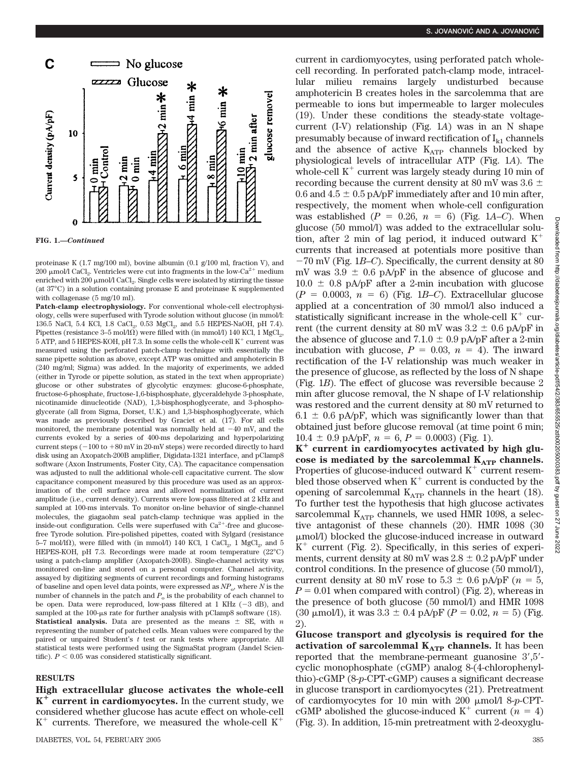FIG. 1.—*Continued*

proteinase K (1.7 mg/100 ml), bovine albumin (0.1 g/100 ml, fraction V), and 200 μmol/l $CaCl_2$. Ventricles were cut into fragments in the low-$Ca^{2+}$ medium enriched with 200 μmol/l $CaCl_2$. Single cells were isolated by stirring the tissue (at 37°C) in a solution containing pronase E and proteinase K supplemented with collagenase (5 mg/10 ml).

**Patch-clamp electrophysiology.** For conventional whole-cell electrophysiology, cells were superfused with Tyrode solution without glucose (in mmol/l: 136.5 NaCl, 5.4 KCl, 1.8 $CaCl_2$, 0.53 $MgCl_2$, and 5.5 HEPES-NaOH, pH 7.4). Pipettes (resistance 3–5 mol/lΩ) were filled with (in mmol/l) 140 KCl, 1 $MgCl_2$, 5 ATP, and 5 HEPES-KOH, pH 7.3. In some cells the whole-cell $K^+$ current was measured using the perforated patch-clamp technique with essentially the same pipette solution as above, except ATP was omitted and amphotericin B (240 mg/ml; Sigma) was added. In the majority of experiments, we added (either in Tyrode or pipette solution, as stated in the text when appropriate) glucose or other substrates of glycolytic enzymes: glucose-6-phosphate, fructose-6-phosphate, fructose-1,6-bisphosphate, glyceraldehyde 3-phosphate, nicotinamide dinucleotide (NAD), 1,3-bisphosphoglycerate, and 3-phosphoglycerate (all from Sigma, Dorset, U.K.) and 1,3-bisphosphoglycerate, which was made as previously described by Graciet et al. (17). For all cells monitored, the membrane potential was normally held at −40 mV, and the currents evoked by a series of 400-ms depolarizing and hyperpolarizing current steps (−100 to +80 mV in 20-mV steps) were recorded directly to hard disk using an Axopatch-200B amplifier, Digidata-1321 interface, and pClamp8 software (Axon Instruments, Foster City, CA). The capacitance compensation was adjusted to null the additional whole-cell capacitative current. The slow capacitance component measured by this procedure was used as an approximation of the cell surface area and allowed normalization of current amplitude (i.e., current density). Currents were low-pass filtered at 2 kHz and sampled at 100-ms intervals. To monitor on-line behavior of single-channel molecules, the giagaohm seal patch-clamp technique was applied in the inside-out configuration. Cells were superfused with $Ca^{2+}$-free and glucose-free Tyrode solution. Fire-polished pipettes, coated with Sylgard (resistance 5–7 mol/lΩ), were filled with (in mmol/l) 140 KCl, 1 $CaCl_2$, 1 $MgCl_2$, and 5 HEPES-KOH, pH 7.3. Recordings were made at room temperature (22°C) using a patch-clamp amplifier (Axopatch-200B). Single-channel activity was monitored on-line and stored on a personal computer. Channel activity, assayed by digitizing segments of current recordings and forming histograms of baseline and open level data points, were expressed as $NP_o$, where $N$ is the number of channels in the patch and $P_o$ is the probability of each channel to be open. Data were reproduced, low-pass filtered at 1 KHz (−3 dB), and sampled at the 100-μs rate for further analysis with pClamp8 software (18).

**Statistical analysis.** Data are presented as the means ± SE, with $n$ representing the number of patched cells. Mean values were compared by the paired or unpaired Student's $t$ test or rank tests where appropriate. All statistical tests were performed using the SigmaStat program (Jandel Scientific). $P < 0.05$ was considered statistically significant.

## RESULTS

**High extracellular glucose activates the whole-cell $K^+$ current in cardiomyocytes.** In the current study, we considered whether glucose has acute effect on whole-cell $K^+$ currents. Therefore, we measured the whole-cell $K^+$ current in cardiomyocytes, using perforated patch whole-cell recording. In perforated patch-clamp mode, intracellular milieu remains largely undisturbed because amphotericin B creates holes in the sarcolemma that are permeable to ions but impermeable to larger molecules (19). Under these conditions the steady-state voltage-current (I-V) relationship (Fig. 1*A*) was in an N shape presumably because of inward rectification of $I_{k1}$ channels and the absence of active $K_{ATP}$ channels blocked by physiological levels of intracellular ATP (Fig. 1*A*). The whole-cell $K^+$ current was largely steady during 10 min of recording because the current density at 80 mV was 3.6 ± 0.6 and 4.5 ± 0.5 pA/pF immediately after and 10 min after, respectively, the moment when whole-cell configuration was established ($P = 0.26$, $n = 6$) (Fig. 1*A–C*). When glucose (50 mmol/l) was added to the extracellular solution, after 2 min of lag period, it induced outward $K^+$ currents that increased at potentials more positive than −70 mV (Fig. 1*B–C*). Specifically, the current density at 80 mV was 3.9 ± 0.6 pA/pF in the absence of glucose and 10.0 ± 0.8 pA/pF after a 2-min incubation with glucose ($P = 0.0003$, $n = 6$) (Fig. 1*B–C*). Extracellular glucose applied at a concentration of 30 mmol/l also induced a statistically significant increase in the whole-cell $K^+$ current (the current density at 80 mV was 3.2 ± 0.6 pA/pF in the absence of glucose and 7.1.0 ± 0.9 pA/pF after a 2-min incubation with glucose, $P = 0.03$, $n = 4$). The inward rectification of the I-V relationship was much weaker in the presence of glucose, as reflected by the loss of N shape (Fig. 1*B*). The effect of glucose was reversible because 2 min after glucose removal, the N shape of I-V relationship was restored and the current density at 80 mV returned to 6.1 ± 0.6 pA/pF, which was significantly lower than that obtained just before glucose removal (at time point 6 min; 10.4 ± 0.9 pA/pF, $n = 6$, $P = 0.0003$) (Fig. 1).

**$K^+$ current in cardiomyocytes activated by high glucose is mediated by the sarcolemmal $K_{ATP}$ channels.** Properties of glucose-induced outward $K^+$ current resembled those observed when $K^+$ current is conducted by the opening of sarcolemmal $K_{ATP}$ channels in the heart (18). To further test the hypothesis that high glucose activates sarcolemmal $K_{ATP}$ channels, we used HMR 1098, a selective antagonist of these channels (20). HMR 1098 (30 μmol/l) blocked the glucose-induced increase in outward $K^+$ current (Fig. 2). Specifically, in this series of experiments, current density at 80 mV was 2.8 ± 0.2 pA/pF under control conditions. In the presence of glucose (50 mmol/l), current density at 80 mV rose to 5.3 ± 0.6 pA/pF ($n = 5$, $P = 0.01$ when compared with control) (Fig. 2), whereas in the presence of both glucose (50 mmol/l) and HMR 1098 (30 μmol/l), it was 3.3 ± 0.4 pA/pF ($P = 0.02$, $n = 5$) (Fig. 2).

**Glucose transport and glycolysis is required for the activation of sarcolemmal $K_{ATP}$ channels.** It has been reported that the membrane-permeant guanosine 3′,5′-cyclic monophosphate (cGMP) analog 8-(4-chlorophenylthio)-cGMP (8-*p*-CPT-cGMP) causes a significant decrease in glucose transport in cardiomyocytes (21). Pretreatment of cardiomyocytes for 10 min with 200 μmol/l 8-*p*-CPT-cGMP abolished the glucose-induced $K^+$ current ($n = 4$) (Fig. 3). In addition, 15-min pretreatment with 2-deoxyglu-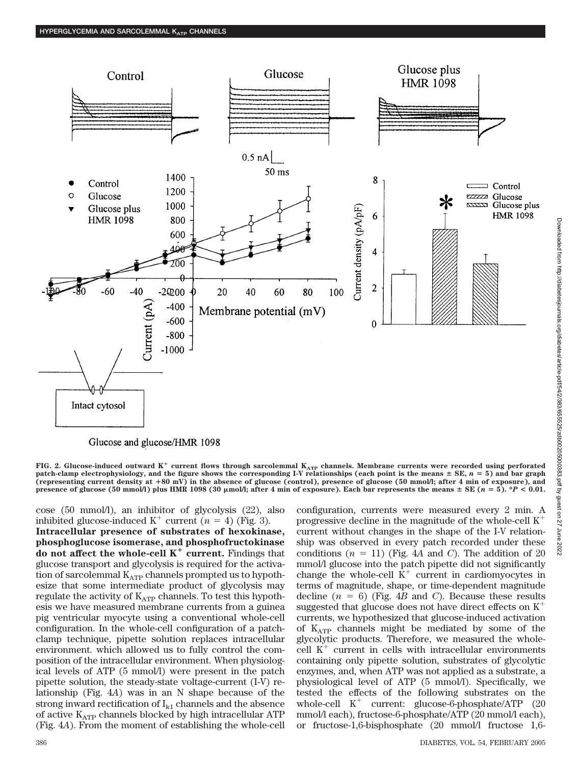FIG. 2. **Glucose-induced outward $K^+$ current flows through sarcolemmal $K_{ATP}$ channels. Membrane currents were recorded using perforated patch-clamp electrophysiology, and the figure shows the corresponding I-V relationships (each point is the means ± SE, $n = 5$) and bar graph (representing current density at +80 mV) in the absence of glucose (control), presence of glucose (50 mmol/l; after 4 min of exposure), and presence of glucose (50 mmol/l) plus HMR 1098 (30 μmol/l; after 4 min of exposure). Each bar represents the means ± SE ($n = 5$). *$P < 0.01$.**

cose (50 mmol/l), an inhibitor of glycolysis (22), also inhibited glucose-induced $K^+$ current ($n = 4$) (Fig. 3).

**Intracellular presence of substrates of hexokinase, phosphoglucose isomerase, and phosphofructokinase do not affect the whole-cell $K^+$ current.** Findings that glucose transport and glycolysis is required for the activation of sarcolemmal $K_{ATP}$ channels prompted us to hypothesize that some intermediate product of glycolysis may regulate the activity of $K_{ATP}$ channels. To test this hypothesis we have measured membrane currents from a guinea pig ventricular myocyte using a conventional whole-cell configuration. In the whole-cell configuration of a patch-clamp technique, pipette solution replaces intracellular environment. which allowed us to fully control the composition of the intracellular environment. When physiological levels of ATP (5 mmol/l) were present in the patch pipette solution, the steady-state voltage-current (I-V) relationship (Fig. 4*A*) was in an N shape because of the strong inward rectification of $I_{k1}$ channels and the absence of active $K_{ATP}$ channels blocked by high intracellular ATP (Fig. 4*A*). From the moment of establishing the whole-cell configuration, currents were measured every 2 min. A progressive decline in the magnitude of the whole-cell $K^+$ current without changes in the shape of the I-V relationship was observed in every patch recorded under these conditions ($n = 11$) (Fig. 4*A* and *C*). The addition of 20 mmol/l glucose into the patch pipette did not significantly change the whole-cell $K^+$ current in cardiomyocytes in terms of magnitude, shape, or time-dependent magnitude decline ($n = 6$) (Fig. 4*B* and *C*). Because these results suggested that glucose does not have direct effects on $K^+$ currents, we hypothesized that glucose-induced activation of $K_{ATP}$ channels might be mediated by some of the glycolytic products. Therefore, we measured the whole-cell $K^+$ current in cells with intracellular environments containing only pipette solution, substrates of glycolytic enzymes, and, when ATP was not applied as a substrate, a physiological level of ATP (5 mmol/l). Specifically, we tested the effects of the following substrates on the whole-cell $K^+$ current: glucose-6-phosphate/ATP (20 mmol/l each), fructose-6-phosphate/ATP (20 mmol/l each), or fructose-1,6-bisphosphate (20 mmol/l fructose 1,6-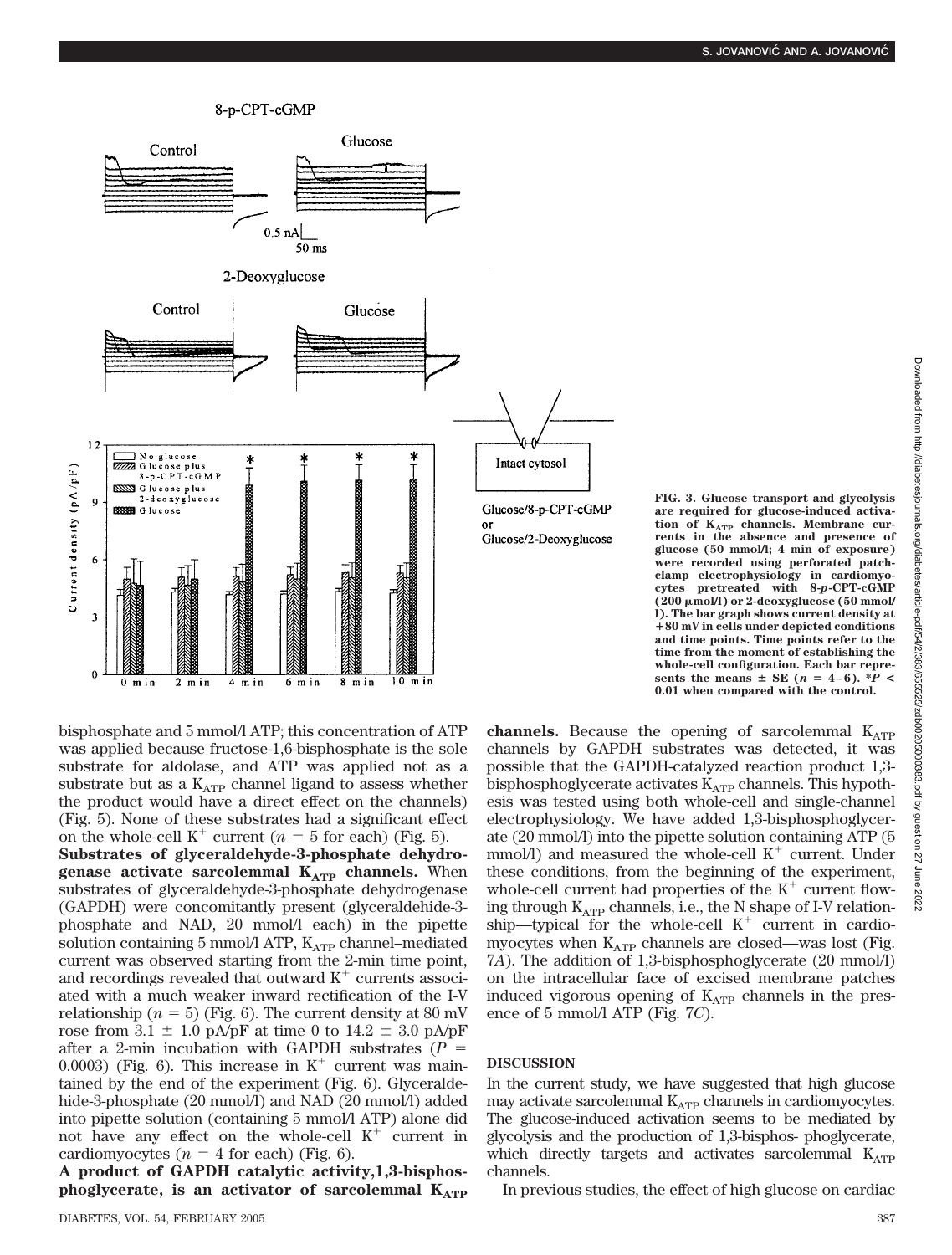FIG. 3. Glucose transport and glycolysis are required for glucose-induced activation of $K_{ATP}$ channels. Membrane currents in the absence and presence of glucose (50 mmol/l; 4 min of exposure) were recorded using perforated patch-clamp electrophysiology in cardiomyocytes pretreated with 8-*p*-CPT-cGMP (200 μmol/l) or 2-deoxyglucose (50 mmol/l). The bar graph shows current density at +80 mV in cells under depicted conditions and time points. Time points refer to the time from the moment of establishing the whole-cell configuration. Each bar represents the means ± SE ($n$ = 4–6). *$P$ < 0.01 when compared with the control.

bisphosphate and 5 mmol/l ATP; this concentration of ATP was applied because fructose-1,6-bisphosphate is the sole substrate for aldolase, and ATP was applied not as a substrate but as a $K_{ATP}$ channel ligand to assess whether the product would have a direct effect on the channels) (Fig. 5). None of these substrates had a significant effect on the whole-cell $K^+$ current ($n$ = 5 for each) (Fig. 5).

**Substrates of glyceraldehyde-3-phosphate dehydrogenase activate sarcolemmal $K_{ATP}$ channels.** When substrates of glyceraldehyde-3-phosphate dehydrogenase (GAPDH) were concomitantly present (glyceraldehide-3-phosphate and NAD, 20 mmol/l each) in the pipette solution containing 5 mmol/l ATP, $K_{ATP}$ channel–mediated current was observed starting from the 2-min time point, and recordings revealed that outward $K^+$ currents associated with a much weaker inward rectification of the I-V relationship ($n$ = 5) (Fig. 6). The current density at 80 mV rose from 3.1 ± 1.0 pA/pF at time 0 to 14.2 ± 3.0 pA/pF after a 2-min incubation with GAPDH substrates ($P$ = 0.0003) (Fig. 6). This increase in $K^+$ current was maintained by the end of the experiment (Fig. 6). Glyceraldehide-3-phosphate (20 mmol/l) and NAD (20 mmol/l) added into pipette solution (containing 5 mmol/l ATP) alone did not have any effect on the whole-cell $K^+$ current in cardiomyocytes ($n$ = 4 for each) (Fig. 6).

**A product of GAPDH catalytic activity,1,3-bisphosphoglycerate, is an activator of sarcolemmal $K_{ATP}$ channels.** Because the opening of sarcolemmal $K_{ATP}$ channels by GAPDH substrates was detected, it was possible that the GAPDH-catalyzed reaction product 1,3-bisphosphoglycerate activates $K_{ATP}$ channels. This hypothesis was tested using both whole-cell and single-channel electrophysiology. We have added 1,3-bisphosphoglycerate (20 mmol/l) into the pipette solution containing ATP (5 mmol/l) and measured the whole-cell $K^+$ current. Under these conditions, from the beginning of the experiment, whole-cell current had properties of the $K^+$ current flowing through $K_{ATP}$ channels, i.e., the N shape of I-V relationship—typical for the whole-cell $K^+$ current in cardiomyocytes when $K_{ATP}$ channels are closed—was lost (Fig. 7*A*). The addition of 1,3-bisphosphoglycerate (20 mmol/l) on the intracellular face of excised membrane patches induced vigorous opening of $K_{ATP}$ channels in the presence of 5 mmol/l ATP (Fig. 7*C*).

## DISCUSSION

In the current study, we have suggested that high glucose may activate sarcolemmal $K_{ATP}$ channels in cardiomyocytes. The glucose-induced activation seems to be mediated by glycolysis and the production of 1,3-bisphos- phoglycerate, which directly targets and activates sarcolemmal $K_{ATP}$ channels.

In previous studies, the effect of high glucose on cardiac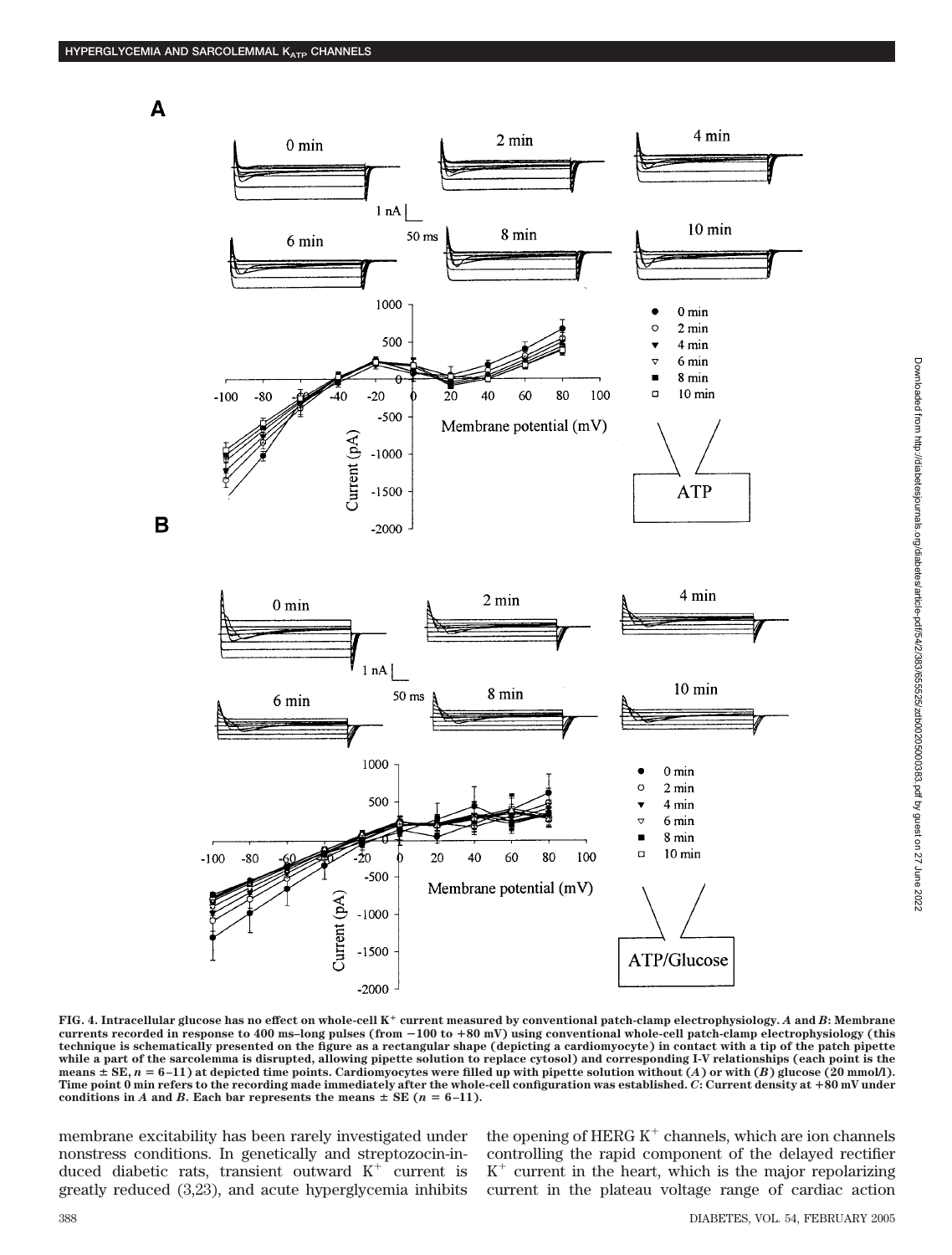FIG. 4. Intracellular glucose has no effect on whole-cell $K^+$ current measured by conventional patch-clamp electrophysiology. *A* and *B*: Membrane currents recorded in response to 400 ms–long pulses (from −100 to +80 mV) using conventional whole-cell patch-clamp electrophysiology (this technique is schematically presented on the figure as a rectangular shape (depicting a cardiomyocyte) in contact with a tip of the patch pipette while a part of the sarcolemma is disrupted, allowing pipette solution to replace cytosol) and corresponding I-V relationships (each point is the means ± SE, $n = 6$–11) at depicted time points. Cardiomyocytes were filled up with pipette solution without (*A*) or with (*B*) glucose (20 mmol/l). Time point 0 min refers to the recording made immediately after the whole-cell configuration was established. *C*: Current density at +80 mV under conditions in *A* and *B*. Each bar represents the means ± SE ($n = 6$–11).

membrane excitability has been rarely investigated under nonstress conditions. In genetically and streptozocin-induced diabetic rats, transient outward $K^+$ current is greatly reduced (3,23), and acute hyperglycemia inhibits the opening of HERG $K^+$ channels, which are ion channels controlling the rapid component of the delayed rectifier $K^+$ current in the heart, which is the major repolarizing current in the plateau voltage range of cardiac action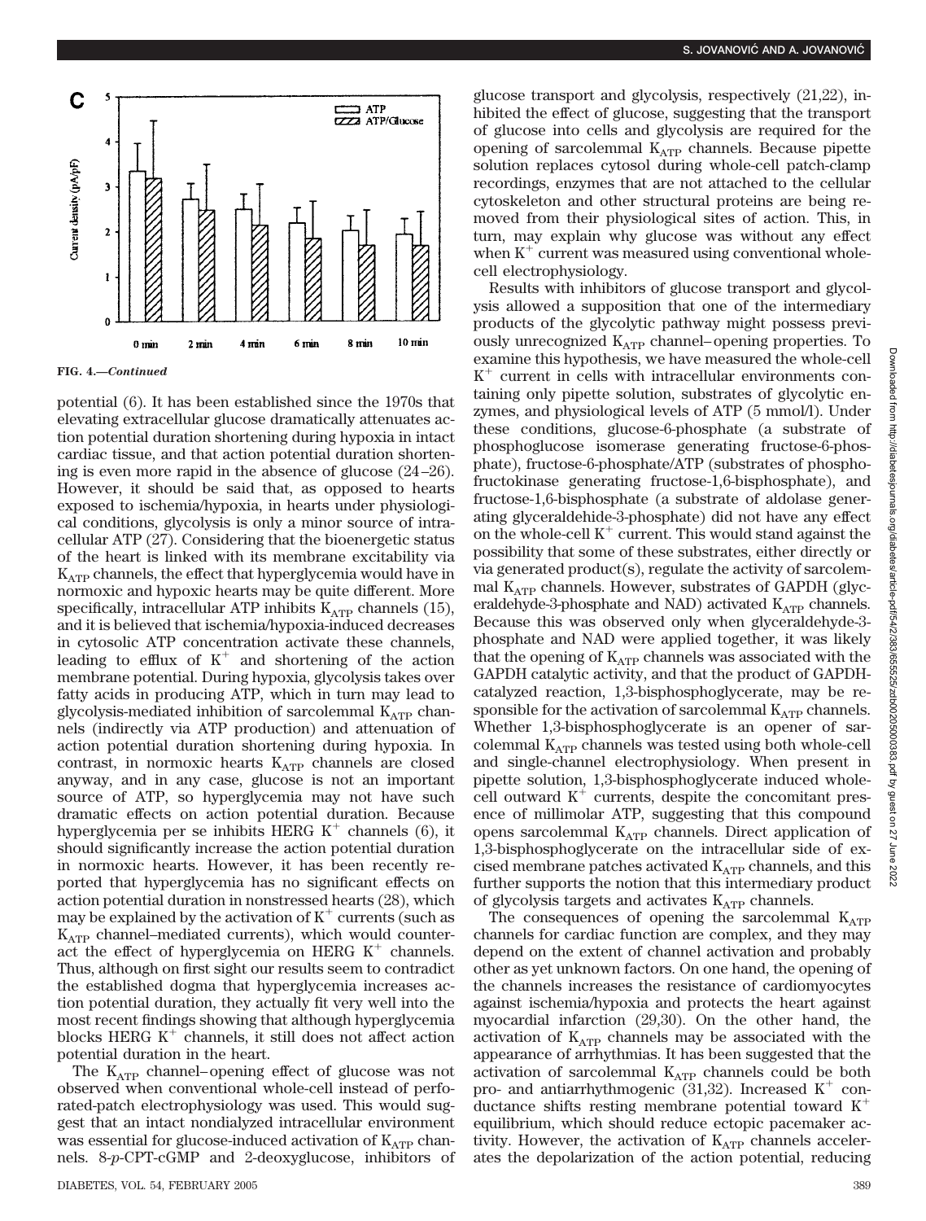**FIG. 4.—*Continued***

potential (6). It has been established since the 1970s that elevating extracellular glucose dramatically attenuates action potential duration shortening during hypoxia in intact cardiac tissue, and that action potential duration shortening is even more rapid in the absence of glucose (24–26). However, it should be said that, as opposed to hearts exposed to ischemia/hypoxia, in hearts under physiological conditions, glycolysis is only a minor source of intracellular ATP (27). Considering that the bioenergetic status of the heart is linked with its membrane excitability via $K_{ATP}$ channels, the effect that hyperglycemia would have in normoxic and hypoxic hearts may be quite different. More specifically, intracellular ATP inhibits $K_{ATP}$ channels (15), and it is believed that ischemia/hypoxia-induced decreases in cytosolic ATP concentration activate these channels, leading to efflux of $K^+$ and shortening of the action membrane potential. During hypoxia, glycolysis takes over fatty acids in producing ATP, which in turn may lead to glycolysis-mediated inhibition of sarcolemmal $K_{ATP}$ channels (indirectly via ATP production) and attenuation of action potential duration shortening during hypoxia. In contrast, in normoxic hearts $K_{ATP}$ channels are closed anyway, and in any case, glucose is not an important source of ATP, so hyperglycemia may not have such dramatic effects on action potential duration. Because hyperglycemia per se inhibits HERG $K^+$ channels (6), it should significantly increase the action potential duration in normoxic hearts. However, it has been recently reported that hyperglycemia has no significant effects on action potential duration in nonstressed hearts (28), which may be explained by the activation of $K^+$ currents (such as $K_{ATP}$ channel–mediated currents), which would counteract the effect of hyperglycemia on HERG $K^+$ channels. Thus, although on first sight our results seem to contradict the established dogma that hyperglycemia increases action potential duration, they actually fit very well into the most recent findings showing that although hyperglycemia blocks HERG $K^+$ channels, it still does not affect action potential duration in the heart.

The $K_{ATP}$ channel–opening effect of glucose was not observed when conventional whole-cell instead of perforated-patch electrophysiology was used. This would suggest that an intact nondialyzed intracellular environment was essential for glucose-induced activation of $K_{ATP}$ channels. 8-*p*-CPT-cGMP and 2-deoxyglucose, inhibitors of glucose transport and glycolysis, respectively (21,22), inhibited the effect of glucose, suggesting that the transport of glucose into cells and glycolysis are required for the opening of sarcolemmal $K_{ATP}$ channels. Because pipette solution replaces cytosol during whole-cell patch-clamp recordings, enzymes that are not attached to the cellular cytoskeleton and other structural proteins are being removed from their physiological sites of action. This, in turn, may explain why glucose was without any effect when $K^+$ current was measured using conventional whole-cell electrophysiology.

Results with inhibitors of glucose transport and glycolysis allowed a supposition that one of the intermediary products of the glycolytic pathway might possess previously unrecognized $K_{ATP}$ channel–opening properties. To examine this hypothesis, we have measured the whole-cell $K^+$ current in cells with intracellular environments containing only pipette solution, substrates of glycolytic enzymes, and physiological levels of ATP (5 mmol/l). Under these conditions, glucose-6-phosphate (a substrate of phosphoglucose isomerase generating fructose-6-phosphate), fructose-6-phosphate/ATP (substrates of phosphofructokinase generating fructose-1,6-bisphosphate), and fructose-1,6-bisphosphate (a substrate of aldolase generating glyceraldehyde-3-phosphate) did not have any effect on the whole-cell $K^+$ current. This would stand against the possibility that some of these substrates, either directly or via generated product(s), regulate the activity of sarcolemmal $K_{ATP}$ channels. However, substrates of GAPDH (glyceraldehyde-3-phosphate and NAD) activated $K_{ATP}$ channels. Because this was observed only when glyceraldehyde-3-phosphate and NAD were applied together, it was likely that the opening of $K_{ATP}$ channels was associated with the GAPDH catalytic activity, and that the product of GAPDH-catalyzed reaction, 1,3-bisphosphoglycerate, may be responsible for the activation of sarcolemmal $K_{ATP}$ channels. Whether 1,3-bisphosphoglycerate is an opener of sarcolemmal $K_{ATP}$ channels was tested using both whole-cell and single-channel electrophysiology. When present in pipette solution, 1,3-bisphosphoglycerate induced whole-cell outward $K^+$ currents, despite the concomitant presence of millimolar ATP, suggesting that this compound opens sarcolemmal $K_{ATP}$ channels. Direct application of 1,3-bisphosphoglycerate on the intracellular side of excised membrane patches activated $K_{ATP}$ channels, and this further supports the notion that this intermediary product of glycolysis targets and activates $K_{ATP}$ channels.

The consequences of opening the sarcolemmal $K_{ATP}$ channels for cardiac function are complex, and they may depend on the extent of channel activation and probably other as yet unknown factors. On one hand, the opening of the channels increases the resistance of cardiomyocytes against ischemia/hypoxia and protects the heart against myocardial infarction (29,30). On the other hand, the activation of $K_{ATP}$ channels may be associated with the appearance of arrhythmias. It has been suggested that the activation of sarcolemmal $K_{ATP}$ channels could be both pro- and antiarrhythmogenic (31,32). Increased $K^+$ conductance shifts resting membrane potential toward $K^+$ equilibrium, which should reduce ectopic pacemaker activity. However, the activation of $K_{ATP}$ channels accelerates the depolarization of the action potential, reducing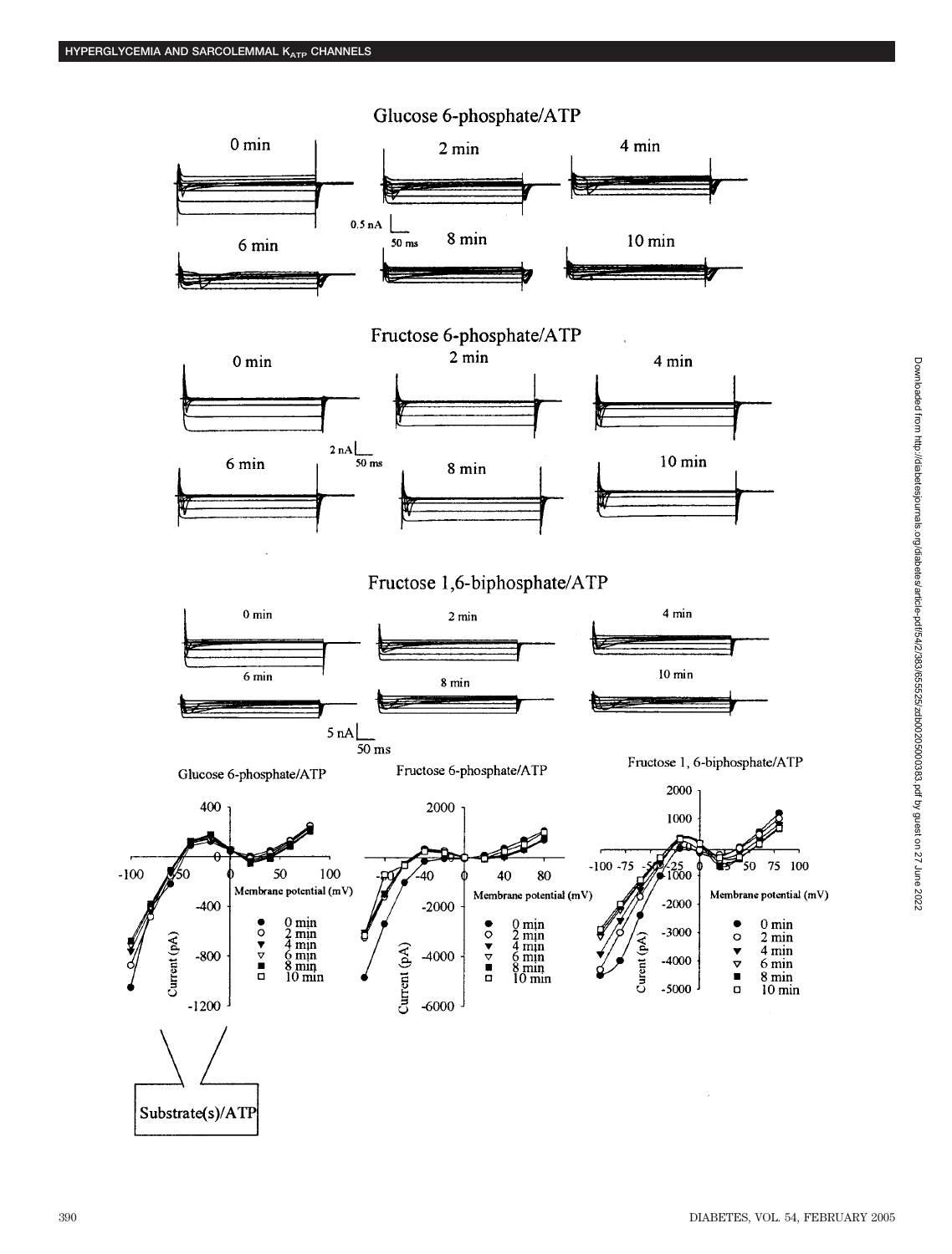Glucose 6-phosphate/ATP

0 min 2 min 4 min

6 min 8 min 10 min

0.5 nA

50 ms

Fructose 6-phosphate/ATP

0 min 2 min 4 min

6 min 8 min 10 min

2 nA

50 ms

Fructose 1,6-biphosphate/ATP

0 min 2 min 4 min

6 min 8 min 10 min

5 nA

50 ms

Glucose 6-phosphate/ATP

Fructose 6-phosphate/ATP

Fructose 1, 6-biphosphate/ATP

Membrane potential (mV)

Current (pA)

● 0 min
○ 2 min
▼ 4 min
▽ 6 min
■ 8 min
□ 10 min

Substrate(s)/ATP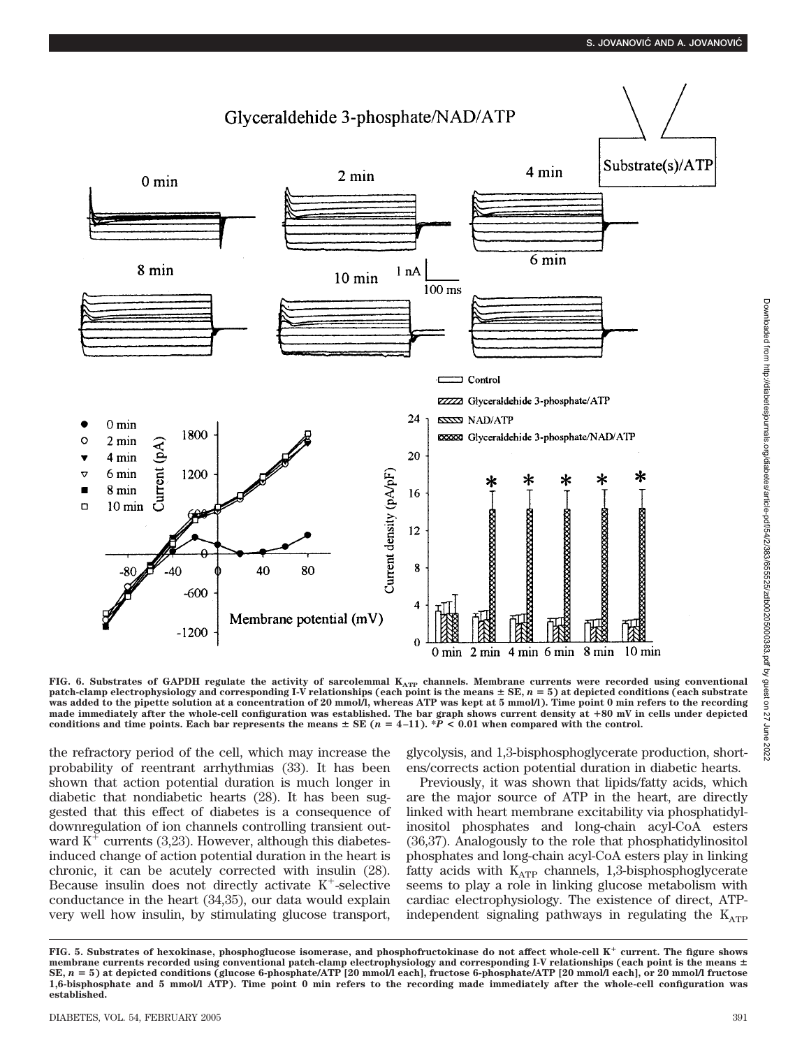**FIG. 6. Substrates of GAPDH regulate the activity of sarcolemmal $K_{ATP}$ channels. Membrane currents were recorded using conventional patch-clamp electrophysiology and corresponding I-V relationships (each point is the means ± SE, $n = 5$) at depicted conditions (each substrate was added to the pipette solution at a concentration of 20 mmol/l, whereas ATP was kept at 5 mmol/l). Time point 0 min refers to the recording made immediately after the whole-cell configuration was established. The bar graph shows current density at +80 mV in cells under depicted conditions and time points. Each bar represents the means ± SE ($n = 4$–11). *$P < 0.01$ when compared with the control.**

the refractory period of the cell, which may increase the probability of reentrant arrhythmias (33). It has been shown that action potential duration is much longer in diabetic that nondiabetic hearts (28). It has been suggested that this effect of diabetes is a consequence of downregulation of ion channels controlling transient outward $K^+$ currents (3,23). However, although this diabetes-induced change of action potential duration in the heart is chronic, it can be acutely corrected with insulin (28). Because insulin does not directly activate $K^+$-selective conductance in the heart (34,35), our data would explain very well how insulin, by stimulating glucose transport, glycolysis, and 1,3-bisphosphoglycerate production, shortens/corrects action potential duration in diabetic hearts.

Previously, it was shown that lipids/fatty acids, which are the major source of ATP in the heart, are directly linked with heart membrane excitability via phosphatidylinositol phosphates and long-chain acyl-CoA esters (36,37). Analogously to the role that phosphatidylinositol phosphates and long-chain acyl-CoA esters play in linking fatty acids with $K_{ATP}$ channels, 1,3-bisphosphoglycerate seems to play a role in linking glucose metabolism with cardiac electrophysiology. The existence of direct, ATP-independent signaling pathways in regulating the $K_{ATP}$

**FIG. 5. Substrates of hexokinase, phosphoglucose isomerase, and phosphofructokinase do not affect whole-cell $K^+$ current. The figure shows membrane currents recorded using conventional patch-clamp electrophysiology and corresponding I-V relationships (each point is the means ± SE, $n = 5$) at depicted conditions (glucose 6-phosphate/ATP [20 mmol/l each], fructose 6-phosphate/ATP [20 mmol/l each], or 20 mmol/l fructose 1,6-bisphosphate and 5 mmol/l ATP). Time point 0 min refers to the recording made immediately after the whole-cell configuration was established.**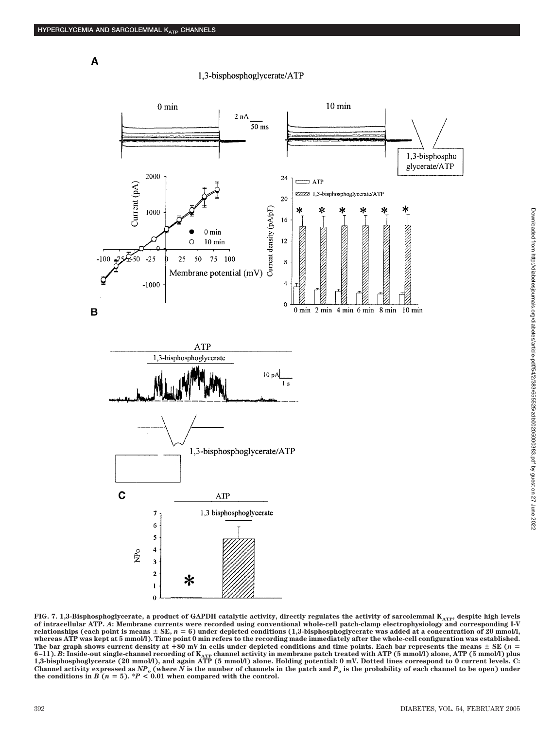**FIG. 7. 1,3-Bisphosphoglycerate, a product of GAPDH catalytic activity, directly regulates the activity of sarcolemmal $K_{ATP}$, despite high levels of intracellular ATP.** ***A*: Membrane currents were recorded using conventional whole-cell patch-clamp electrophysiology and corresponding I-V relationships (each point is means ± SE, *n* = 6) under depicted conditions (1,3-bisphosphoglycerate was added at a concentration of 20 mmol/l, whereas ATP was kept at 5 mmol/l). Time point 0 min refers to the recording made immediately after the whole-cell configuration was established. The bar graph shows current density at +80 mV in cells under depicted conditions and time points. Each bar represents the means ± SE (*n* = 6–11). *B*: Inside-out single-channel recording of $K_{ATP}$ channel activity in membrane patch treated with ATP (5 mmol/l) alone, ATP (5 mmol/l) plus 1,3-bisphosphoglycerate (20 mmol/l), and again ATP (5 mmol/l) alone. Holding potential: 0 mV. Dotted lines correspond to 0 current levels. C: Channel activity expressed as $NP_o$ (where *N* is the number of channels in the patch and $P_o$ is the probability of each channel to be open) under the conditions in *B* (*n* = 5). *$P$ < 0.01 when compared with the control.***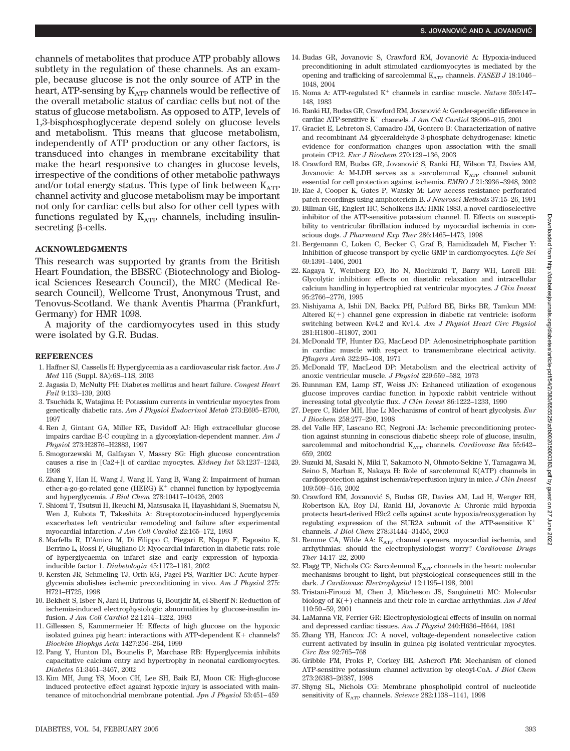channels of metabolites that produce ATP probably allows subtlety in the regulation of these channels. As an example, because glucose is not the only source of ATP in the heart, ATP-sensing by $K_{ATP}$ channels would be reflective of the overall metabolic status of cardiac cells but not of the status of glucose metabolism. As opposed to ATP, levels of 1,3-bisphosphoglycerate depend solely on glucose levels and metabolism. This means that glucose metabolism, independently of ATP production or any other factors, is transduced into changes in membrane excitability that make the heart responsive to changes in glucose levels, irrespective of the conditions of other metabolic pathways and/or total energy status. This type of link between $K_{ATP}$ channel activity and glucose metabolism may be important not only for cardiac cells but also for other cell types with functions regulated by $K_{ATP}$ channels, including insulin-secreting β-cells.

## ACKNOWLEDGMENTS

This research was supported by grants from the British Heart Foundation, the BBSRC (Biotechnology and Biological Sciences Research Council), the MRC (Medical Research Council), Wellcome Trust, Anonymous Trust, and Tenovus-Scotland. We thank Aventis Pharma (Frankfurt, Germany) for HMR 1098.

A majority of the cardiomyocytes used in this study were isolated by G.R. Budas.

## REFERENCES

1. Haffner SJ, Cassells H: Hyperglycemia as a cardiovascular risk factor. *Am J Med* 115 (Suppl. 8A):6S–11S, 2003
2. Jagasia D, McNulty PH: Diabetes mellitus and heart failure. *Congest Heart Fail* 9:133–139, 2003
3. Tsuchida K, Watajima H: Potassium currents in ventricular myocytes from genetically diabetic rats. *Am J Physiol Endocrinol Metab* 273:E695–E700, 1997
4. Ren J, Gintant GA, Miller RE, Davidoff AJ: High extracellular glucose impairs cardiac E-C coupling in a glycosylation-dependent manner. *Am J Physiol* 273:H2876–H2883, 1997
5. Smogorzewski M, Galfayan V, Massry SG: High glucose concentration causes a rise in [Ca2+]i of cardiac myocytes. *Kidney Int* 53:1237–1243, 1998
6. Zhang Y, Han H, Wang J, Wang H, Yang B, Wang Z: Impairment of human ether-a-go-go-related gene (HERG) $K^+$ channel function by hypoglycemia and hyperglycemia. *J Biol Chem* 278:10417–10426, 2003
7. Shiomi T, Tsutsui H, Ikeuchi M, Matsusaka H, Hayashidani S, Suematsu N, Wen J, Kubota T, Takeshita A: Streptozotocin-induced hyperglycemia exacerbates left ventricular remodeling and failure after experimental myocardial infarction. *J Am Coll Cardiol* 22:165–172, 1993
8. Marfella R, D'Amico M, Di Filippo C, Piegari E, Nappo F, Esposito K, Berrino L, Rossi F, Giugliano D: Myocardial infarction in diabetic rats: role of hyperglycaemia on infarct size and early expression of hypoxia-inducible factor 1. *Diabetologia* 45:1172–1181, 2002
9. Kersten JR, Schmeling TJ, Orth KG, Pagel PS, Warltier DC: Acute hyperglycemia abolishes ischemic preconditioning in vivo. *Am J Physiol* 275: H721–H725, 1998
10. Bekheit S, Isber N, Jani H, Butrous G, Boutjdir M, el-Sherif N: Reduction of ischemia-induced electrophysiologic abnormalities by glucose-insulin infusion. *J Am Coll Cardiol* 22:1214–1222, 1993
11. Gillessen S, Kammermeier H: Effects of high glucose on the hypoxic isolated guinea pig heart: interactions with ATP-dependent K+ channels? *Biochim Biophys Acta* 1427:256–264, 1999
12. Pang Y, Hunton DL, Bounelis P, Marchase RB: Hyperglycemia inhibits capacitative calcium entry and hypertrophy in neonatal cardiomyocytes. *Diabetes* 51:3461–3467, 2002
13. Kim MH, Jung YS, Moon CH, Lee SH, Baik EJ, Moon CK: High-glucose induced protective effect against hypoxic injury is associated with maintenance of mitochondrial membrane potential. *Jpn J Physiol* 53:451–459
14. Budas GR, Jovanovic S, Crawford RM, Jovanović A: Hypoxia-induced preconditioning in adult stimulated cardiomyocytes is mediated by the opening and trafficking of sarcolemmal $K_{ATP}$ channels. *FASEB J* 18:1046–1048, 2004
15. Noma A: ATP-regulated $K^+$ channels in cardiac muscle. *Nature* 305:147–148, 1983
16. Ranki HJ, Budas GR, Crawford RM, Jovanović A: Gender-specific difference in cardiac ATP-sensitive $K^+$ channels. *J Am Coll Cardiol* 38:906–915, 2001
17. Graciet E, Lebreton S, Camadro JM, Gontero B: Characterization of native and recombinant A4 glyceraldehyde 3-phosphate dehydrogenase: kinetic evidence for conformation changes upon association with the small protein CP12. *Eur J Biochem* 270:129–136, 2003
18. Crawford RM, Budas GR, Jovanović S, Ranki HJ, Wilson TJ, Davies AM, Jovanovic A: M-LDH serves as a sarcolemmal $K_{ATP}$ channel subunit essential for cell protection against ischemia. *EMBO J* 21:3936–3948, 2002
19. Rae J, Cooper K, Gates P, Watsky M: Low access resistance perforated patch recordings using amphotericin B. *J Neurosci Methods* 37:15–26, 1991
20. Billman GE, Englert HC, Scholkens BA: HMR 1883, a novel cardioselective inhibitor of the ATP-sensitive potassium channel. II. Effects on susceptibility to ventricular fibrillation induced by myocardial ischemia in conscious dogs. *J Pharmacol Exp Ther* 286:1465–1473, 1998
21. Bergemann C, Loken C, Becker C, Graf B, Hamidizadeh M, Fischer Y: Inhibition of glucose transport by cyclic GMP in cardiomyocytes. *Life Sci* 69:1391–1406, 2001
22. Kagaya Y, Weinberg EO, Ito N, Mochizuki T, Barry WH, Lorell BH: Glycolytic inhibition: effects on diastolic relaxation and intracellular calcium handling in hypertrophied rat ventricular myocytes. *J Clin Invest* 95:2766–2776, 1995
23. Nishiyama A, Ishii DN, Backx PH, Pulford BE, Birks BR, Tamkun MM: Altered K(+) channel gene expression in diabetic rat ventricle: isoform switching between Kv4.2 and Kv1.4. *Am J Physiol Heart Circ Physiol* 281:H1800–H1807, 2001
24. McDonald TF, Hunter EG, MacLeod DP: Adenosinetriphosphate partition in cardiac muscle with respect to transmembrane electrical activity. *Pflugers Arch* 322:95–108, 1971
25. McDonald TF, MacLeod DP: Metabolism and the electrical activity of anoxic ventricular muscle. *J Physiol* 229:559–582, 1973
26. Runnman EM, Lamp ST, Weiss JN: Enhanced utilization of exogenous glucose improves cardiac function in hypoxic rabbit ventricle without increasing total glycolytic flux. *J Clin Invest* 86:1222–1233, 1990
27. Depre C, Rider MH, Hue L: Mechanisms of control of heart glycolysis. *Eur J Biochem* 258:277–290, 1998
28. del Valle HF, Lascano EC, Negroni JA: Ischemic preconditioning protection against stunning in conscious diabetic sheep: role of glucose, insulin, sarcolemmal and mitochondrial $K_{ATP}$ channels. *Cardiovasc Res* 55:642–659, 2002
29. Suzuki M, Sasaki N, Miki T, Sakamoto N, Ohmoto-Sekine Y, Tamagawa M, Seino S, Marban E, Nakaya H: Role of sarcolemmal K(ATP) channels in cardioprotection against ischemia/reperfusion injury in mice. *J Clin Invest* 109:509–516, 2002
30. Crawford RM, Jovanović S, Budas GR, Davies AM, Lad H, Wenger RH, Robertson KA, Roy DJ, Ranki HJ, Jovanovic A: Chronic mild hypoxia protects heart-derived H9c2 cells against acute hypoxia/reoxygenation by regulating expression of the SUR2A subunit of the ATP-sensitive $K^+$ channels. *J Biol Chem* 278:31444–31455, 2003
31. Remme CA, Wilde AA: $K_{ATP}$ channel openers, myocardial ischemia, and arrhythmias: should the electrophysiologist worry? *Cardiovasc Drugs Ther* 14:17–22, 2000
32. Flagg TP, Nichols CG: Sarcolemmal $K_{ATP}$ channels in the heart: molecular mechanisms brought to light, but physiological consequences still in the dark. *J Cardiovasc Electrophysiol* 12:1195–1198, 2001
33. Tristani-Firouzi M, Chen J, Mitcheson JS, Sanguinetti MC: Molecular biology of K(+) channels and their role in cardiac arrhythmias. *Am J Med* 110:50–59, 2001
34. LaManna VR, Ferrier GR: Electrophysiological effects of insulin on normal and depressed cardiac tissues. *Am J Physiol* 240:H636–H644, 1981
35. Zhang YH, Hancox JC: A novel, voltage-dependent nonselective cation current activated by insulin in guinea pig isolated ventricular myocytes. *Circ Res* 92:765–768
36. Gribble FM, Proks P, Corkey BE, Ashcroft FM: Mechanism of cloned ATP-sensitive potassium channel activation by oleoyl-CoA. *J Biol Chem* 273:26383–26387, 1998
37. Shyng SL, Nichols CG: Membrane phospholipid control of nucleotide sensitivity of $K_{ATP}$ channels. *Science* 282:1138–1141, 1998